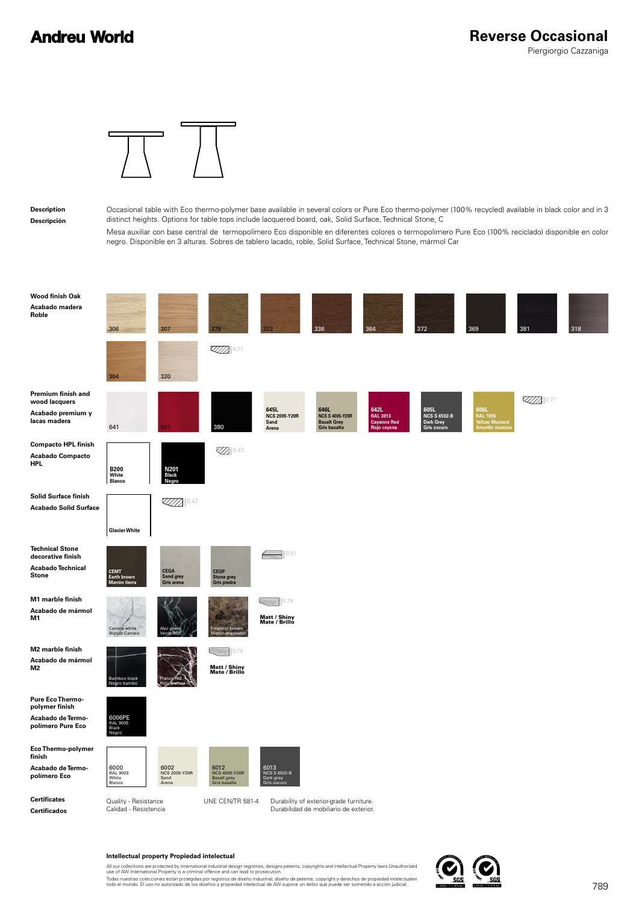# Andreu World

## Reverse Occasional

Piergiorgio Cazzaniga

**Description**
**Descripción**

Occasional table with Eco thermo-polymer base available in several colors or Pure Eco thermo-polymer (100% recycled) available in black color and in 3 distinct heights. Options for table tops include lacquered board, oak, Solid Surface, Technical Stone, C

Mesa auxiliar con base central de termopolímero Eco disponible en diferentes colores o termopolimero Pure Eco (100% reciclado) disponible en color negro. Disponible en 3 alturas. Sobres de tablero lacado, roble, Solid Surface, Technical Stone, mármol Car

**Wood finish Oak**
**Acabado madera Roble**

306, 307, 378, 322, 336, 364, 372, 369, 381, 318, 304, 320 — 0.71

**Premium finish and wood lacquers**
**Acabado premium y lacas madera**

641, 661, 380, 645L NCS 2005-Y20R Sand Arena, 646L NCS S 4005-Y20R Basalt Grey Gris basalto, 642L RAL 3013 Cayenne Red Rojo cayena, 605L NCS S 6502-B Dark Grey Gris oscuro, 606L RAL 1005 Yellow Mustard Amarillo mostaza — 0.71

**Compacto HPL finish**
**Acabado Compacto HPL**

B200 White Blanco, N201 Black Negro — 0.47

**Solid Surface finish**
**Acabado Solid Surface**

Glacier White — 0.47

**Technical Stone decorative finish**
**Acabado Technical Stone**

CEMT Earth brown Marrón tierra, CEGA Sand grey Gris arena, CEGP Stone grey Gris piedra — 0.31

**M1 marble finish**
**Acabado de mármol M1**

Carrara white Blanco Carrara, Alpi green Verde Alpi, Emperor brown Marrón emperador — 0.78 — Matt / Shiny Mate / Brillo

**M2 marble finish**
**Acabado de mármol M2**

Bamboo black Negro bambú, Franco red Rojo Franco — 0.78 — Matt / Shiny Mate / Brillo

**Pure Eco Thermo-polymer finish**
**Acabado de Termo-polímero Pure Eco**

6006PE RAL 9005 Black Negro

**Eco Thermo-polymer finish**
**Acabado de Termo-polímero Eco**

6000 RAL 9003 White Blanco, 6002 NCS 2005-Y20R Sand Arena, 6012 NCS 4005-Y20R Basalt grey Gris basalto, 6013 NCS S 6502-B Dark grey Gris oscuro

**Certificates**
**Certificados**

| Quality - Resistance / Calidad - Resistencia | UNE CEN/TR 581-4 | Durability of exterior-grade furniture. / Durabilidad de mobiliario de exterior. |
|---|---|---|

**Intellectual property Propiedad intelectual**

All our collections are protected by international industrial design registries, designs patents, copyrights and intellectual Property laws.Unauthorized use of AW International Property is a criminal offence and can lead to prosecution.

Todas nuestras colecciones están protegidas por registros de diseño industrial, diseño de patente, copyright y derechos de propiedad intelectualen todo el mundo. El uso no autorizado de los diseños y propiedad intelectual de AW supone un delito que puede ser sometido a acción judicial.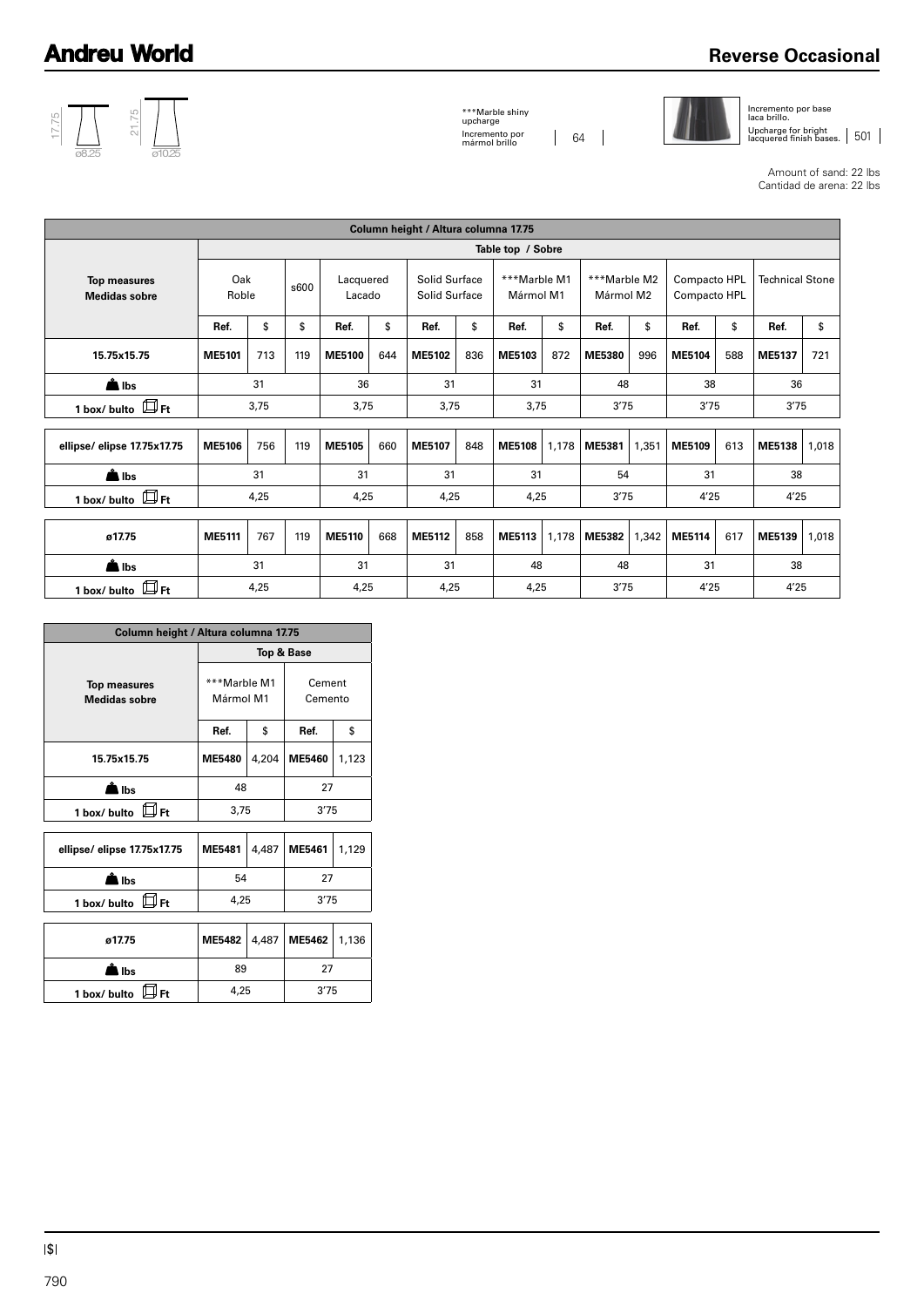## Reverse Occasional

17.75 ø8.25 — 21.75 ø10.25

***Marble shiny upcharge
Incremento por mármol brillo | 64

Incremento por base laca brillo.
Upcharge for bright lacquered finish bases. | 501

Amount of sand: 22 lbs
Cantidad de arena: 22 lbs

| Column height / Altura columna 17.75 | | | | | | | | | | | | | | | |
|---|---|---|---|---|---|---|---|---|---|---|---|---|---|---|---|
| | Table top / Sobre | | | | | | | | | | | | | | |
| Top measures Medidas sobre | Oak Roble | | s600 | Lacquered Lacado | | Solid Surface Solid Surface | | ***Marble M1 Mármol M1 | | ***Marble M2 Mármol M2 | | Compacto HPL Compacto HPL | | Technical Stone | |
| | Ref. | $ | $ | Ref. | $ | Ref. | $ | Ref. | $ | Ref. | $ | Ref. | $ | Ref. | $ |
| 15.75x15.75 | **ME5101** | 713 | 119 | **ME5100** | 644 | **ME5102** | 836 | **ME5103** | 872 | **ME5380** | 996 | **ME5104** | 588 | **ME5137** | 721 |
| lbs | 31 | | | 36 | | 31 | | 31 | | 48 | | 38 | | 36 | |
| 1 box/ bulto Ft | 3,75 | | | 3,75 | | 3,75 | | 3,75 | | 3'75 | | 3'75 | | 3'75 | |
| ellipse/ elipse 17.75x17.75 | **ME5106** | 756 | 119 | **ME5105** | 660 | **ME5107** | 848 | **ME5108** | 1,178 | **ME5381** | 1,351 | **ME5109** | 613 | **ME5138** | 1,018 |
| lbs | 31 | | | 31 | | 31 | | 31 | | 54 | | 31 | | 38 | |
| 1 box/ bulto Ft | 4,25 | | | 4,25 | | 4,25 | | 4,25 | | 3'75 | | 4'25 | | 4'25 | |
| ø17.75 | **ME5111** | 767 | 119 | **ME5110** | 668 | **ME5112** | 858 | **ME5113** | 1,178 | **ME5382** | 1,342 | **ME5114** | 617 | **ME5139** | 1,018 |
| lbs | 31 | | | 31 | | 31 | | 48 | | 48 | | 31 | | 38 | |
| 1 box/ bulto Ft | 4,25 | | | 4,25 | | 4,25 | | 4,25 | | 3'75 | | 4'25 | | 4'25 | |

| Column height / Altura columna 17.75 | | | | |
|---|---|---|---|---|
| | Top & Base | | | |
| Top measures Medidas sobre | ***Marble M1 Mármol M1 | | Cement Cemento | |
| | Ref. | $ | Ref. | $ |
| 15.75x15.75 | **ME5480** | 4,204 | **ME5460** | 1,123 |
| lbs | 48 | | 27 | |
| 1 box/ bulto Ft | 3,75 | | 3'75 | |
| ellipse/ elipse 17.75x17.75 | **ME5481** | 4,487 | **ME5461** | 1,129 |
| lbs | 54 | | 27 | |
| 1 box/ bulto Ft | 4,25 | | 3'75 | |
| ø17.75 | **ME5482** | 4,487 | **ME5462** | 1,136 |
| lbs | 89 | | 27 | |
| 1 box/ bulto Ft | 4,25 | | 3'75 | |

|$|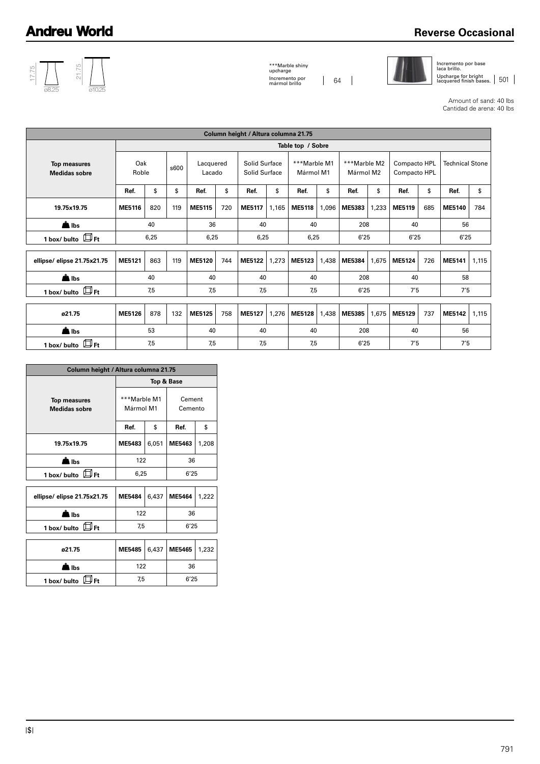# Reverse Occasional

17.75 ø8.25 — 21.75 ø10.25

***Marble shiny upcharge
Incremento por mármol brillo | 64

Incremento por base laca brillo.
Upcharge for bright lacquered finish bases. | 501

Amount of sand: 40 lbs
Cantidad de arena: 40 lbs

| Column height / Altura columna 21.75 | | | | | | | | | | | | | | | | |
|---|---|---|---|---|---|---|---|---|---|---|---|---|---|---|---|---|
| | Table top / Sobre | | | | | | | | | | | | | | | |
| Top measures Medidas sobre | Oak Roble | | s600 | Lacquered Lacado | | Solid Surface Solid Surface | | ***Marble M1 Mármol M1 | | ***Marble M2 Mármol M2 | | Compacto HPL Compacto HPL | | Technical Stone | |
| | Ref. | $ | $ | Ref. | $ | Ref. | $ | Ref. | $ | Ref. | $ | Ref. | $ | Ref. | $ |
| 19.75x19.75 | ME5116 | 820 | 119 | ME5115 | 720 | ME5117 | 1,165 | ME5118 | 1,096 | ME5383 | 1,233 | ME5119 | 685 | ME5140 | 784 |
| lbs | 40 | | | 36 | | 40 | | 40 | | 208 | | 40 | | 56 | |
| 1 box/ bulto Ft | 6,25 | | | 6,25 | | 6,25 | | 6,25 | | 6'25 | | 6'25 | | 6'25 | |
| ellipse/ elipse 21.75x21.75 | ME5121 | 863 | 119 | ME5120 | 744 | ME5122 | 1,273 | ME5123 | 1,438 | ME5384 | 1,675 | ME5124 | 726 | ME5141 | 1,115 |
| lbs | 40 | | | 40 | | 40 | | 40 | | 208 | | 40 | | 58 | |
| 1 box/ bulto Ft | 7,5 | | | 7,5 | | 7,5 | | 7,5 | | 6'25 | | 7'5 | | 7'5 | |
| ø21.75 | ME5126 | 878 | 132 | ME5125 | 758 | ME5127 | 1,276 | ME5128 | 1,438 | ME5385 | 1,675 | ME5129 | 737 | ME5142 | 1,115 |
| lbs | 53 | | | 40 | | 40 | | 40 | | 208 | | 40 | | 56 | |
| 1 box/ bulto Ft | 7,5 | | | 7,5 | | 7,5 | | 7,5 | | 6'25 | | 7'5 | | 7'5 | |

| Column height / Altura columna 21.75 | | | | |
|---|---|---|---|---|
| | Top & Base | | | |
| Top measures Medidas sobre | ***Marble M1 Mármol M1 | | Cement Cemento | |
| | Ref. | $ | Ref. | $ |
| 19.75x19.75 | ME5483 | 6,051 | ME5463 | 1,208 |
| lbs | 122 | | 36 | |
| 1 box/ bulto Ft | 6,25 | | 6'25 | |
| ellipse/ elipse 21.75x21.75 | ME5484 | 6,437 | ME5464 | 1,222 |
| lbs | 122 | | 36 | |
| 1 box/ bulto Ft | 7,5 | | 6'25 | |
| ø21.75 | ME5485 | 6,437 | ME5465 | 1,232 |
| lbs | 122 | | 36 | |
| 1 box/ bulto Ft | 7,5 | | 6'25 | |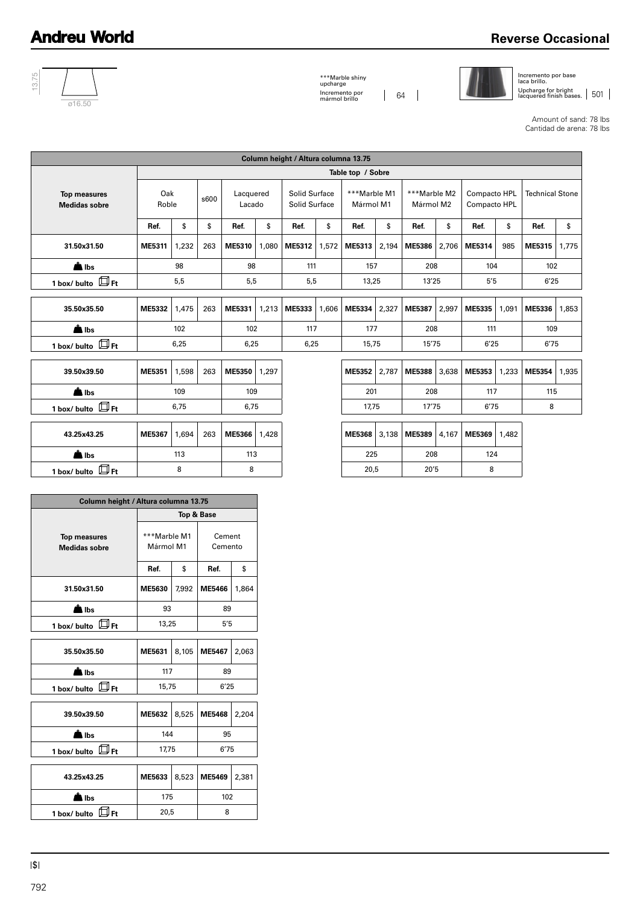# Reverse Occasional

13.75

ø16.50

***Marble shiny upcharge
Incremento por mármol brillo | 64

Incremento por base laca brillo.
Upcharge for bright lacquered finish bases. | 501

Amount of sand: 78 lbs
Cantidad de arena: 78 lbs

| Column height / Altura columna 13.75 | | | | | | | | | | | | | | | |
|---|---|---|---|---|---|---|---|---|---|---|---|---|---|---|---|
| | Table top / Sobre | | | | | | | | | | | | | | |
| Top measures Medidas sobre | Oak Roble | | s600 | Lacquered Lacado | | Solid Surface Solid Surface | | ***Marble M1 Mármol M1 | | ***Marble M2 Mármol M2 | | Compacto HPL Compacto HPL | | Technical Stone | |
| | Ref. | $ | $ | Ref. | $ | Ref. | $ | Ref. | $ | Ref. | $ | Ref. | $ | Ref. | $ |
| 31.50x31.50 | ME5311 | 1,232 | 263 | ME5310 | 1,080 | ME5312 | 1,572 | ME5313 | 2,194 | ME5386 | 2,706 | ME5314 | 985 | ME5315 | 1,775 |
| lbs | 98 | | | 98 | | 111 | | 157 | | 208 | | 104 | | 102 | |
| 1 box/ bulto Ft | 5,5 | | | 5,5 | | 5,5 | | 13,25 | | 13'25 | | 5'5 | | 6'25 | |
| 35.50x35.50 | ME5332 | 1,475 | 263 | ME5331 | 1,213 | ME5333 | 1,606 | ME5334 | 2,327 | ME5387 | 2,997 | ME5335 | 1,091 | ME5336 | 1,853 |
| lbs | 102 | | | 102 | | 117 | | 177 | | 208 | | 111 | | 109 | |
| 1 box/ bulto Ft | 6,25 | | | 6,25 | | 6,25 | | 15,75 | | 15'75 | | 6'25 | | 6'75 | |
| 39.50x39.50 | ME5351 | 1,598 | 263 | ME5350 | 1,297 | | | ME5352 | 2,787 | ME5388 | 3,638 | ME5353 | 1,233 | ME5354 | 1,935 |
| lbs | 109 | | | 109 | | | | 201 | | 208 | | 117 | | 115 | |
| 1 box/ bulto Ft | 6,75 | | | 6,75 | | | | 17,75 | | 17'75 | | 6'75 | | 8 | |
| 43.25x43.25 | ME5367 | 1,694 | 263 | ME5366 | 1,428 | | | ME5368 | 3,138 | ME5389 | 4,167 | ME5369 | 1,482 | | |
| lbs | 113 | | | 113 | | | | 225 | | 208 | | 124 | | | |
| 1 box/ bulto Ft | 8 | | | 8 | | | | 20,5 | | 20'5 | | 8 | | | |

| Column height / Altura columna 13.75 | | | | |
|---|---|---|---|---|
| | Top & Base | | | |
| Top measures Medidas sobre | ***Marble M1 Mármol M1 | | Cement Cemento | |
| | Ref. | $ | Ref. | $ |
| 31.50x31.50 | ME5630 | 7,992 | ME5466 | 1,864 |
| lbs | 93 | | 89 | |
| 1 box/ bulto Ft | 13,25 | | 5'5 | |
| 35.50x35.50 | ME5631 | 8,105 | ME5467 | 2,063 |
| lbs | 117 | | 89 | |
| 1 box/ bulto Ft | 15,75 | | 6'25 | |
| 39.50x39.50 | ME5632 | 8,525 | ME5468 | 2,204 |
| lbs | 144 | | 95 | |
| 1 box/ bulto Ft | 17,75 | | 6'75 | |
| 43.25x43.25 | ME5633 | 8,523 | ME5469 | 2,381 |
| lbs | 175 | | 102 | |
| 1 box/ bulto Ft | 20,5 | | 8 | |

|$|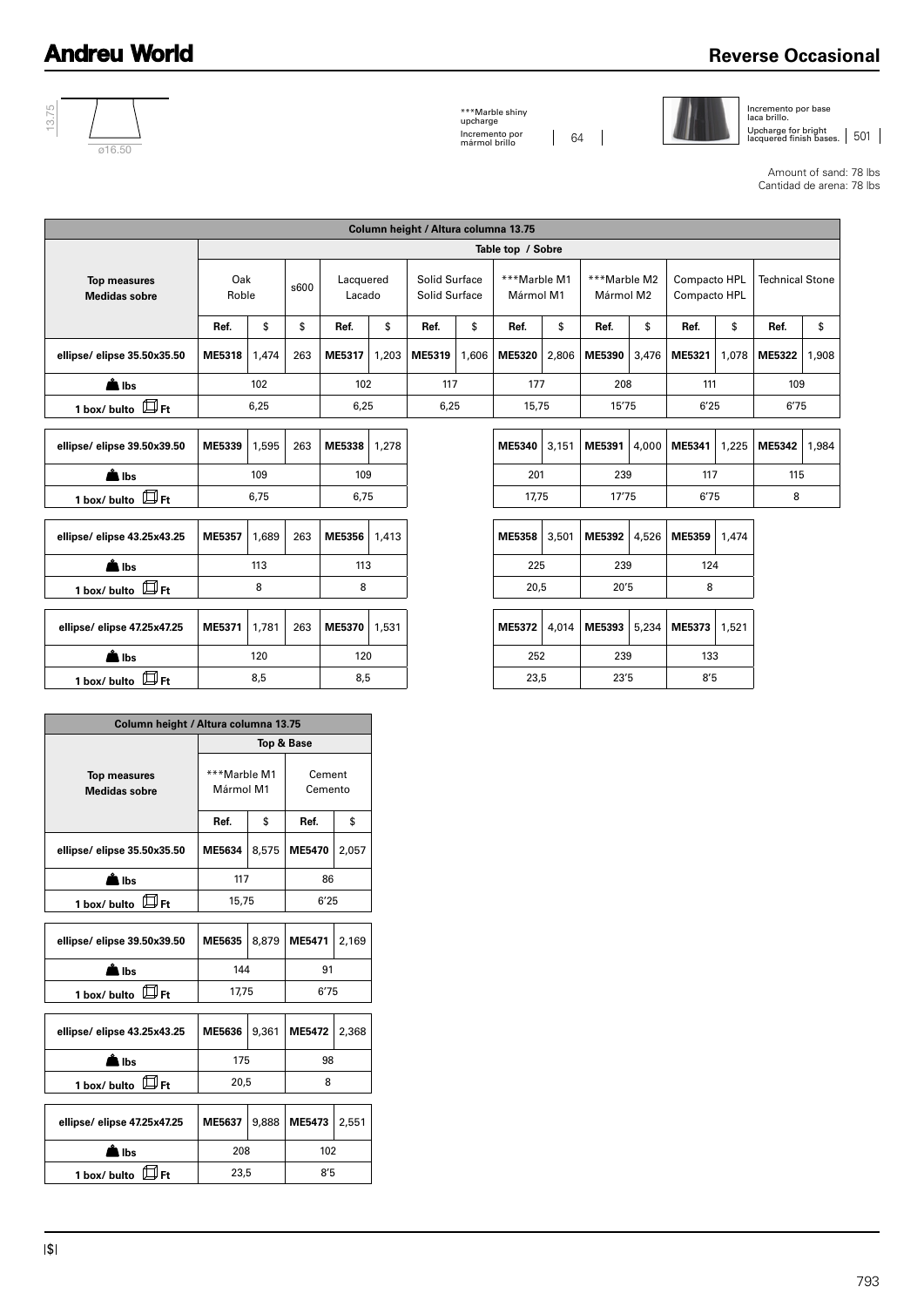# Reverse Occasional

13.75

ø16.50

***Marble shiny upcharge
Incremento por mármol brillo | 64

Incremento por base laca brillo.
Upcharge for bright lacquered finish bases. | 501

Amount of sand: 78 lbs
Cantidad de arena: 78 lbs

| Column height / Altura columna 13.75 | | | | | | | | | | | | | | | |
|---|---|---|---|---|---|---|---|---|---|---|---|---|---|---|---|
| | Table top / Sobre | | | | | | | | | | | | | | |
| Top measures Medidas sobre | Oak Roble | | s600 | Lacquered Lacado | | Solid Surface Solid Surface | | ***Marble M1 Mármol M1 | | ***Marble M2 Mármol M2 | | Compacto HPL Compacto HPL | | Technical Stone | |
| | Ref. | $ | $ | Ref. | $ | Ref. | $ | Ref. | $ | Ref. | $ | Ref. | $ | Ref. | $ |
| ellipse/ elipse 35.50x35.50 | ME5318 | 1,474 | 263 | ME5317 | 1,203 | ME5319 | 1,606 | ME5320 | 2,806 | ME5390 | 3,476 | ME5321 | 1,078 | ME5322 | 1,908 |
| lbs | 102 | | | 102 | | 117 | | 177 | | 208 | | 111 | | 109 | |
| 1 box/ bulto Ft | 6,25 | | | 6,25 | | 6,25 | | 15,75 | | 15'75 | | 6'25 | | 6'75 | |
| ellipse/ elipse 39.50x39.50 | ME5339 | 1,595 | 263 | ME5338 | 1,278 | | | ME5340 | 3,151 | ME5391 | 4,000 | ME5341 | 1,225 | ME5342 | 1,984 |
| lbs | 109 | | | 109 | | | | 201 | | 239 | | 117 | | 115 | |
| 1 box/ bulto Ft | 6,75 | | | 6,75 | | | | 17,75 | | 17'75 | | 6'75 | | 8 | |
| ellipse/ elipse 43.25x43.25 | ME5357 | 1,689 | 263 | ME5356 | 1,413 | | | ME5358 | 3,501 | ME5392 | 4,526 | ME5359 | 1,474 | | |
| lbs | 113 | | | 113 | | | | 225 | | 239 | | 124 | | | |
| 1 box/ bulto Ft | 8 | | | 8 | | | | 20,5 | | 20'5 | | 8 | | | |
| ellipse/ elipse 47.25x47.25 | ME5371 | 1,781 | 263 | ME5370 | 1,531 | | | ME5372 | 4,014 | ME5393 | 5,234 | ME5373 | 1,521 | | |
| lbs | 120 | | | 120 | | | | 252 | | 239 | | 133 | | | |
| 1 box/ bulto Ft | 8,5 | | | 8,5 | | | | 23,5 | | 23'5 | | 8'5 | | | |

| Column height / Altura columna 13.75 | | | | |
|---|---|---|---|---|
| | Top & Base | | | |
| Top measures Medidas sobre | ***Marble M1 Mármol M1 | | Cement Cemento | |
| | Ref. | $ | Ref. | $ |
| ellipse/ elipse 35.50x35.50 | ME5634 | 8,575 | ME5470 | 2,057 |
| lbs | 117 | | 86 | |
| 1 box/ bulto Ft | 15,75 | | 6'25 | |
| ellipse/ elipse 39.50x39.50 | ME5635 | 8,879 | ME5471 | 2,169 |
| lbs | 144 | | 91 | |
| 1 box/ bulto Ft | 17,75 | | 6'75 | |
| ellipse/ elipse 43.25x43.25 | ME5636 | 9,361 | ME5472 | 2,368 |
| lbs | 175 | | 98 | |
| 1 box/ bulto Ft | 20,5 | | 8 | |
| ellipse/ elipse 47.25x47.25 | ME5637 | 9,888 | ME5473 | 2,551 |
| lbs | 208 | | 102 | |
| 1 box/ bulto Ft | 23,5 | | 8'5 | |

|$|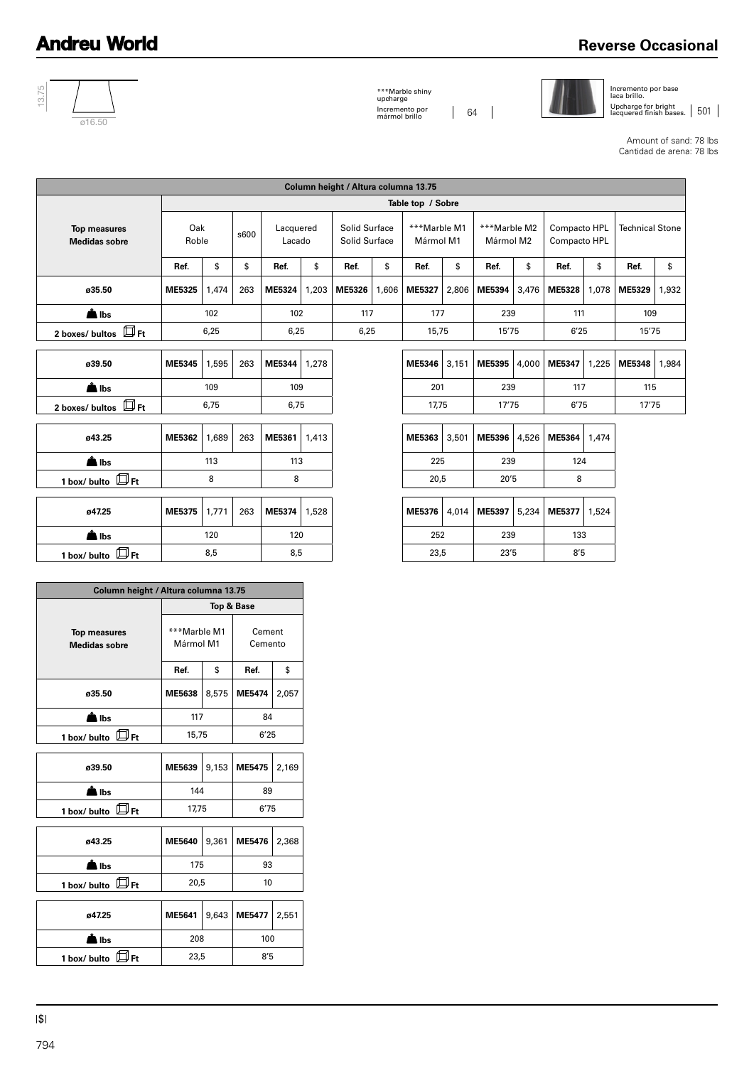# Reverse Occasional

13.75

ø16.50

***Marble shiny upcharge
Incremento por mármol brillo | 64

Incremento por base laca brillo.
Upcharge for bright lacquered finish bases. | 501

Amount of sand: 78 lbs
Cantidad de arena: 78 lbs

| Column height / Altura columna 13.75 | | | | | | | | | | | | | | | |
|---|---|---|---|---|---|---|---|---|---|---|---|---|---|---|---|
| | Table top / Sobre | | | | | | | | | | | | | | |
| Top measures Medidas sobre | Oak Roble | | s600 | Lacquered Lacado | | Solid Surface Solid Surface | | ***Marble M1 Mármol M1 | | ***Marble M2 Mármol M2 | | Compacto HPL Compacto HPL | | Technical Stone | |
| | Ref. | $ | $ | Ref. | $ | Ref. | $ | Ref. | $ | Ref. | $ | Ref. | $ | Ref. | $ |
| ø35.50 | ME5325 | 1,474 | 263 | ME5324 | 1,203 | ME5326 | 1,606 | ME5327 | 2,806 | ME5394 | 3,476 | ME5328 | 1,078 | ME5329 | 1,932 |
| lbs | 102 | | | 102 | | 117 | | 177 | | 239 | | 111 | | 109 | |
| 2 boxes/ bultos Ft | 6,25 | | | 6,25 | | 6,25 | | 15,75 | | 15'75 | | 6'25 | | 15'75 | |
| ø39.50 | ME5345 | 1,595 | 263 | ME5344 | 1,278 | | | ME5346 | 3,151 | ME5395 | 4,000 | ME5347 | 1,225 | ME5348 | 1,984 |
| lbs | 109 | | | 109 | | | | 201 | | 239 | | 117 | | 115 | |
| 2 boxes/ bultos Ft | 6,75 | | | 6,75 | | | | 17,75 | | 17'75 | | 6'75 | | 17'75 | |
| ø43.25 | ME5362 | 1,689 | 263 | ME5361 | 1,413 | | | ME5363 | 3,501 | ME5396 | 4,526 | ME5364 | 1,474 | | |
| lbs | 113 | | | 113 | | | | 225 | | 239 | | 124 | | | |
| 1 box/ bulto Ft | 8 | | | 8 | | | | 20,5 | | 20'5 | | 8 | | | |
| ø47.25 | ME5375 | 1,771 | 263 | ME5374 | 1,528 | | | ME5376 | 4,014 | ME5397 | 5,234 | ME5377 | 1,524 | | |
| lbs | 120 | | | 120 | | | | 252 | | 239 | | 133 | | | |
| 1 box/ bulto Ft | 8,5 | | | 8,5 | | | | 23,5 | | 23'5 | | 8'5 | | | |

| Column height / Altura columna 13.75 | | | | |
|---|---|---|---|---|
| | Top & Base | | | |
| Top measures Medidas sobre | ***Marble M1 Mármol M1 | | Cement Cemento | |
| | Ref. | $ | Ref. | $ |
| ø35.50 | ME5638 | 8,575 | ME5474 | 2,057 |
| lbs | 117 | | 84 | |
| 1 box/ bulto Ft | 15,75 | | 6'25 | |
| ø39.50 | ME5639 | 9,153 | ME5475 | 2,169 |
| lbs | 144 | | 89 | |
| 1 box/ bulto Ft | 17,75 | | 6'75 | |
| ø43.25 | ME5640 | 9,361 | ME5476 | 2,368 |
| lbs | 175 | | 93 | |
| 1 box/ bulto Ft | 20,5 | | 10 | |
| ø47.25 | ME5641 | 9,643 | ME5477 | 2,551 |
| lbs | 208 | | 100 | |
| 1 box/ bulto Ft | 23,5 | | 8'5 | |

|$|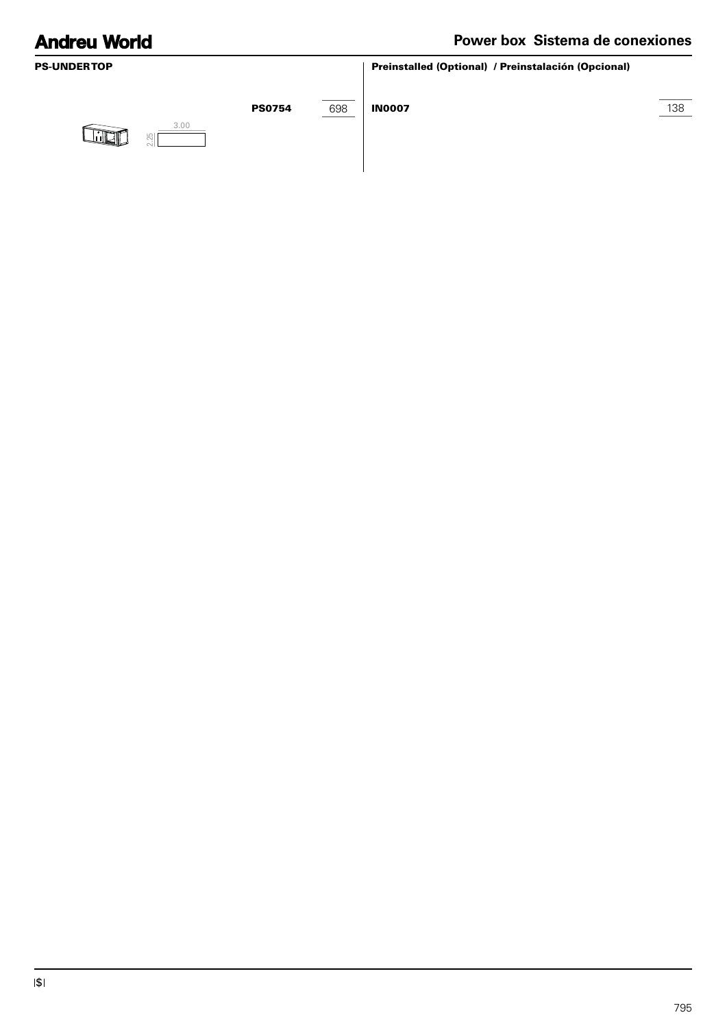## Power box Sistema de conexiones

**PS-UNDERTOP**

3.00

2.25

| | |
|---|---|
| **PS0754** | 698 |

**Preinstalled (Optional) / Preinstalación (Opcional)**

| | |
|---|---|
| **IN0007** | 138 |

|$|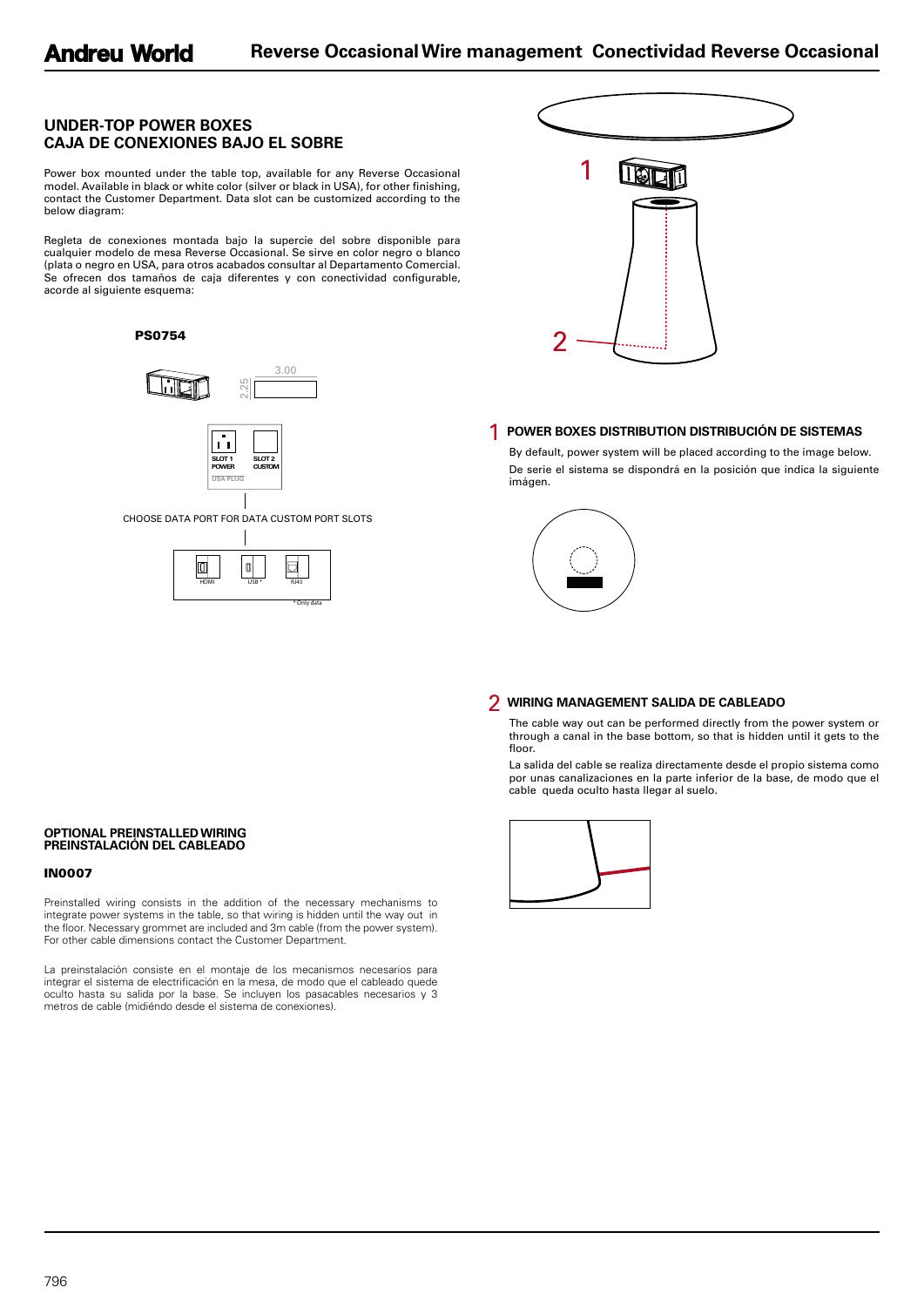# Reverse Occasional Wire management Conectividad Reverse Occasional

## UNDER-TOP POWER BOXES
## CAJA DE CONEXIONES BAJO EL SOBRE

Power box mounted under the table top, available for any Reverse Occasional model. Available in black or white color (silver or black in USA), for other finishing, contact the Customer Department. Data slot can be customized according to the below diagram:

Regleta de conexiones montada bajo la supercie del sobre disponible para cualquier modelo de mesa Reverse Occasional. Se sirve en color negro o blanco (plata o negro en USA, para otros acabados consultar al Departamento Comercial. Se ofrecen dos tamaños de caja diferentes y con conectividad configurable, acorde al siguiente esquema:

**PS0754**

3.00

2.25

SLOT 1 POWER

USA PLUG

SLOT 2 CUSTOM

CHOOSE DATA PORT FOR DATA CUSTOM PORT SLOTS

HDMI

USB *

RJ45

* Only data

### OPTIONAL PREINSTALLED WIRING
### PREINSTALACIÓN DEL CABLEADO

**IN0007**

Preinstalled wiring consists in the addition of the necessary mechanisms to integrate power systems in the table, so that wiring is hidden until the way out in the floor. Necessary grommet are included and 3m cable (from the power system). For other cable dimensions contact the Customer Department.

La preinstalación consiste en el montaje de los mecanismos necesarios para integrar el sistema de electrificación en la mesa, de modo que el cableado quede oculto hasta su salida por la base. Se incluyen los pasacables necesarios y 3 metros de cable (midiéndo desde el sistema de conexiones).

1

2

### 1 POWER BOXES DISTRIBUTION DISTRIBUCIÓN DE SISTEMAS

By default, power system will be placed according to the image below.

De serie el sistema se dispondrá en la posición que indica la siguiente imágen.

### 2 WIRING MANAGEMENT SALIDA DE CABLEADO

The cable way out can be performed directly from the power system or through a canal in the base bottom, so that is hidden until it gets to the floor.

La salida del cable se realiza directamente desde el propio sistema como por unas canalizaciones en la parte inferior de la base, de modo que el cable queda oculto hasta llegar al suelo.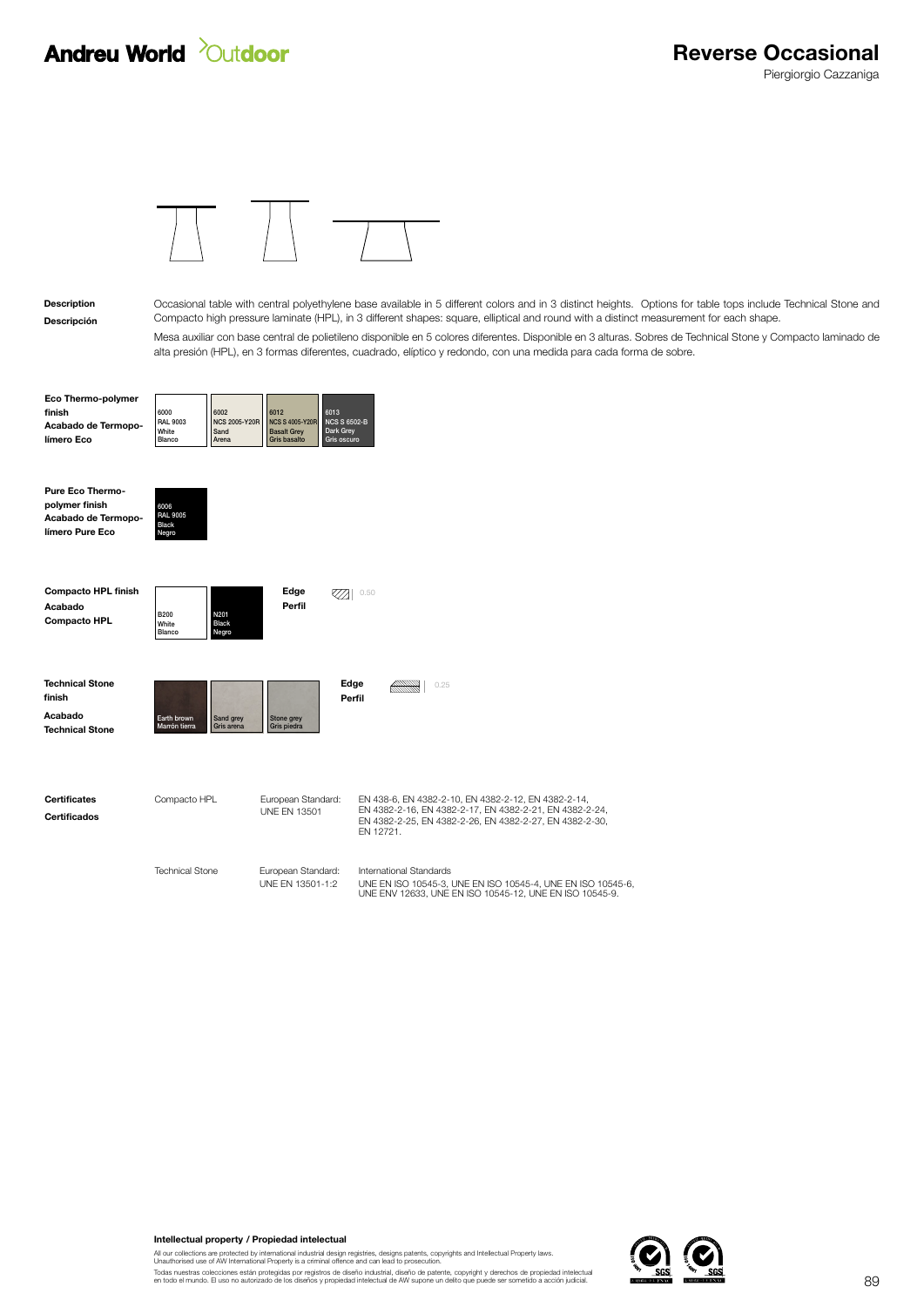# Andreu World Outdoor

# Reverse Occasional

Piergiorgio Cazzaniga

**Description**
**Descripción**

Occasional table with central polyethylene base available in 5 different colors and in 3 distinct heights. Options for table tops include Technical Stone and Compacto high pressure laminate (HPL), in 3 different shapes: square, elliptical and round with a distinct measurement for each shape.

Mesa auxiliar con base central de polietileno disponible en 5 colores diferentes. Disponible en 3 alturas. Sobres de Technical Stone y Compacto laminado de alta presión (HPL), en 3 formas diferentes, cuadrado, elíptico y redondo, con una medida para cada forma de sobre.

**Eco Thermo-polymer finish**
**Acabado de Termopolímero Eco**

- 6000 RAL 9003 White / Blanco
- 6002 NCS 2005-Y20R Sand / Arena
- 6012 NCS S 4005-Y20R Basalt Grey / Gris basalto
- 6013 NCS S 6502-B Dark Grey / Gris oscuro

**Pure Eco Thermo-polymer finish**
**Acabado de Termopolímero Pure Eco**

- 6006 RAL 9005 Black / Negro

**Compacto HPL finish**
**Acabado Compacto HPL**

- B200 White / Blanco
- N201 Black / Negro

**Edge / Perfil** 0.50

**Technical Stone finish**
**Acabado Technical Stone**

- Earth brown / Marrón tierra
- Sand grey / Gris arena
- Stone grey / Gris piedra

**Edge / Perfil** 0.25

**Certificates**
**Certificados**

| | | |
|---|---|---|
| Compacto HPL | European Standard: UNE EN 13501 | EN 438-6, EN 4382-2-10, EN 4382-2-12, EN 4382-2-14, EN 4382-2-16, EN 4382-2-17, EN 4382-2-21, EN 4382-2-24, EN 4382-2-25, EN 4382-2-26, EN 4382-2-27, EN 4382-2-30, EN 12721. |
| Technical Stone | European Standard: UNE EN 13501-1:2 | International Standards UNE EN ISO 10545-3, UNE EN ISO 10545-4, UNE EN ISO 10545-6, UNE ENV 12633, UNE EN ISO 10545-12, UNE EN ISO 10545-9. |

**Intellectual property / Propiedad intelectual**

All our collections are protected by international industrial design registries, designs patents, copyrights and Intellectual Property laws. Unauthorised use of AW International Property is a criminal offence and can lead to prosecution.

Todas nuestras colecciones están protegidas por registros de diseño industrial, diseño de patente, copyright y derechos de propiedad intelectual en todo el mundo. El uso no autorizado de los diseños y propiedad intelectual de AW supone un delito que puede ser sometido a acción judicial.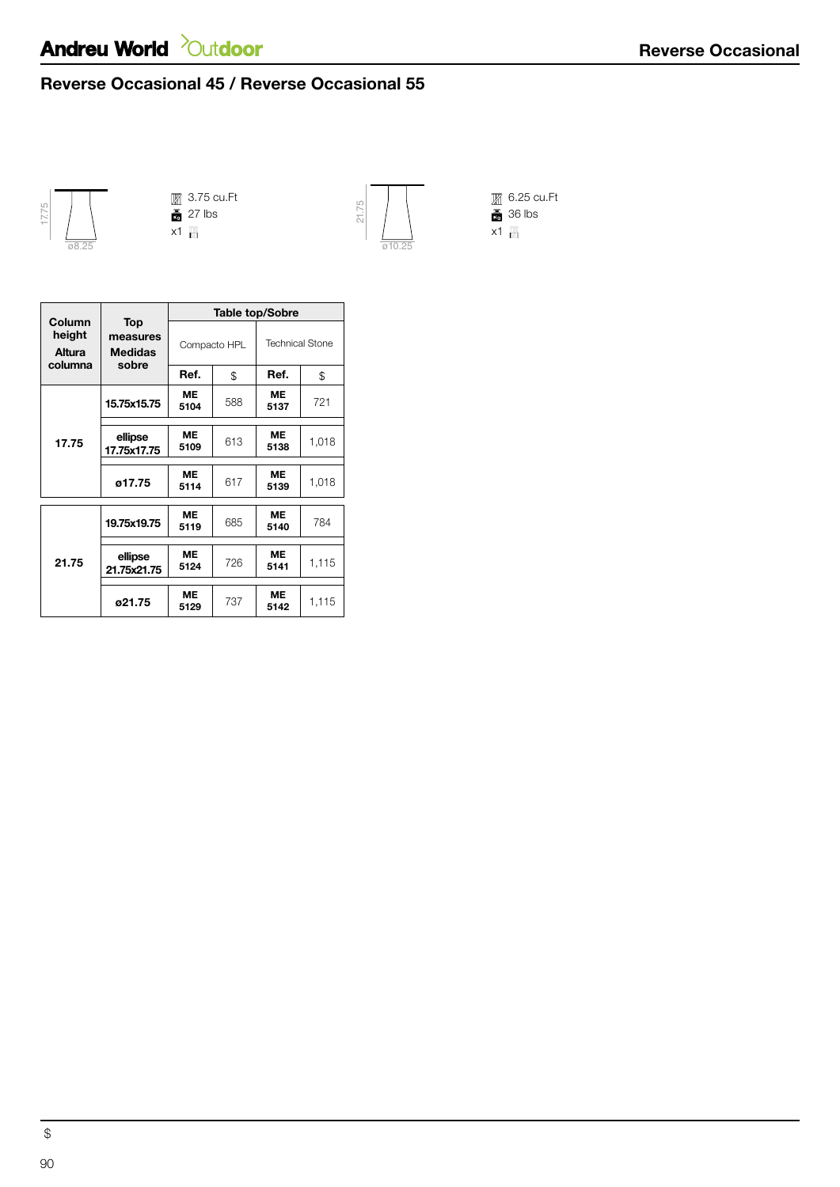## Reverse Occasional 45 / Reverse Occasional 55

17.75 — ø8.25

3.75 cu.Ft
27 lbs
x1

21.75 — ø10.25

6.25 cu.Ft
36 lbs
x1

| Column height Altura columna | Top measures Medidas sobre | Table top/Sobre | | | |
|---|---|---|---|---|---|
| | | Compacto HPL | | Technical Stone | |
| | | Ref. | $ | Ref. | $ |
| 17.75 | 15.75x15.75 | ME 5104 | 588 | ME 5137 | 721 |
| | ellipse 17.75x17.75 | ME 5109 | 613 | ME 5138 | 1,018 |
| | ø17.75 | ME 5114 | 617 | ME 5139 | 1,018 |
| 21.75 | 19.75x19.75 | ME 5119 | 685 | ME 5140 | 784 |
| | ellipse 21.75x21.75 | ME 5124 | 726 | ME 5141 | 1,115 |
| | ø21.75 | ME 5129 | 737 | ME 5142 | 1,115 |

$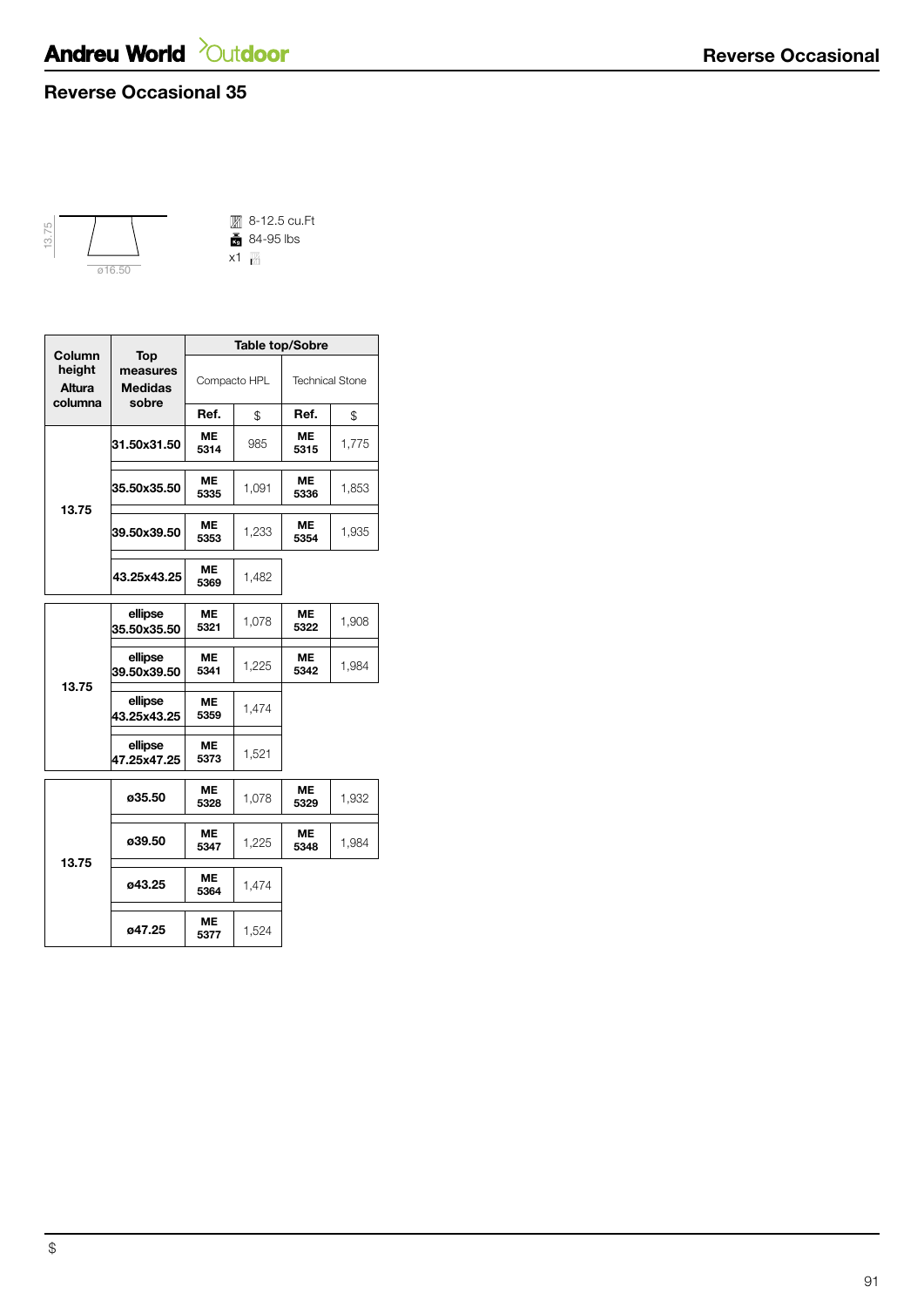## Reverse Occasional 35

13.75

ø16.50

8-12.5 cu.Ft

84-95 lbs

x1

| Column height Altura columna | Top measures Medidas sobre | Table top/Sobre | | | |
|---|---|---|---|---|---|
| | | Compacto HPL | | Technical Stone | |
| | | Ref. | $ | Ref. | $ |
| 13.75 | 31.50x31.50 | ME 5314 | 985 | ME 5315 | 1,775 |
| | 35.50x35.50 | ME 5335 | 1,091 | ME 5336 | 1,853 |
| | 39.50x39.50 | ME 5353 | 1,233 | ME 5354 | 1,935 |
| | 43.25x43.25 | ME 5369 | 1,482 | | |
| 13.75 | ellipse 35.50x35.50 | ME 5321 | 1,078 | ME 5322 | 1,908 |
| | ellipse 39.50x39.50 | ME 5341 | 1,225 | ME 5342 | 1,984 |
| | ellipse 43.25x43.25 | ME 5359 | 1,474 | | |
| | ellipse 47.25x47.25 | ME 5373 | 1,521 | | |
| 13.75 | ø35.50 | ME 5328 | 1,078 | ME 5329 | 1,932 |
| | ø39.50 | ME 5347 | 1,225 | ME 5348 | 1,984 |
| | ø43.25 | ME 5364 | 1,474 | | |
| | ø47.25 | ME 5377 | 1,524 | | |

$